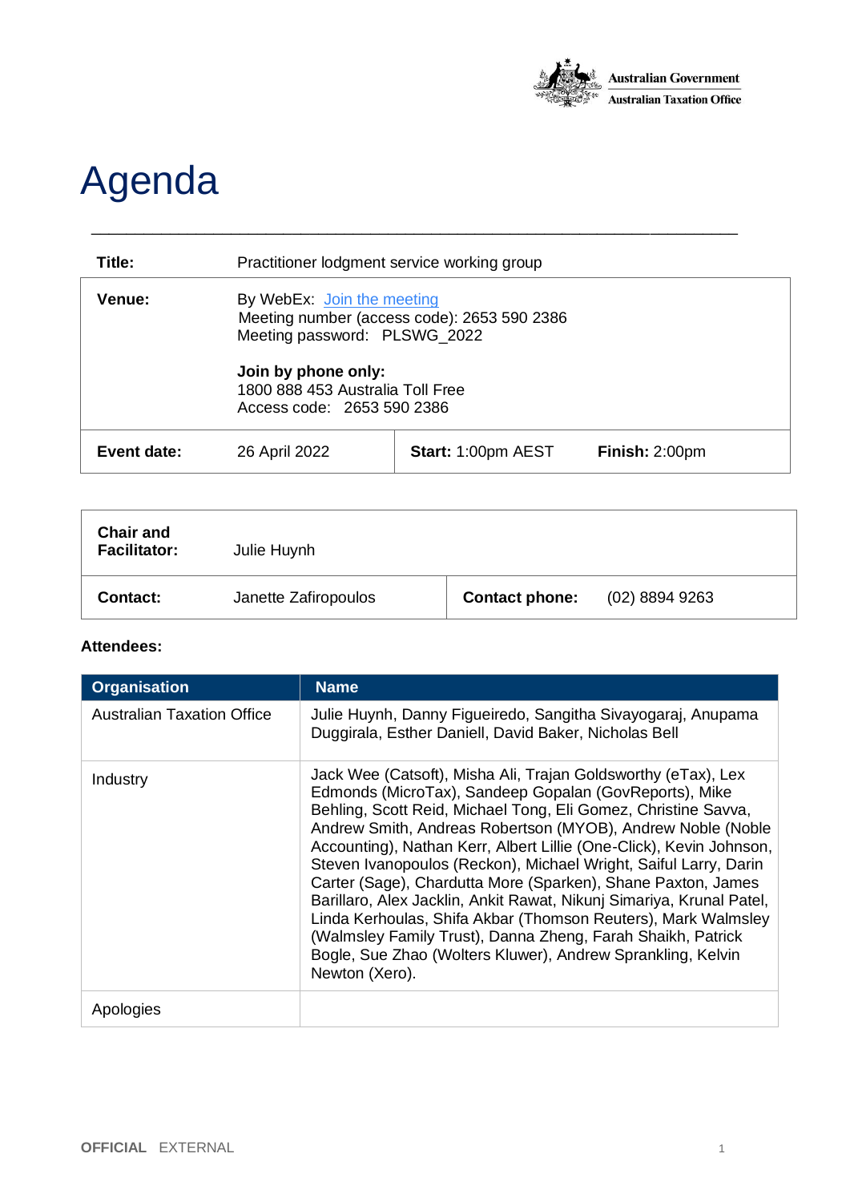Australian Government
Australian Taxation Office

# Agenda

| | | | |
|---|---|---|---|
| **Title:** | Practitioner lodgment service working group | | |
| **Venue:** | By WebEx: [Join the meeting]<br>Meeting number (access code): 2653 590 2386<br>Meeting password: PLSWG_2022<br><br>**Join by phone only:**<br>1800 888 453 Australia Toll Free<br>Access code: 2653 590 2386 | | |
| **Event date:** | 26 April 2022 | **Start:** 1:00pm AEST | **Finish:** 2:00pm |

| | | | |
|---|---|---|---|
| **Chair and Facilitator:** | Julie Huynh | | |
| **Contact:** | Janette Zafiropoulos | **Contact phone:** | (02) 8894 9263 |

**Attendees:**

| Organisation | Name |
|---|---|
| Australian Taxation Office | Julie Huynh, Danny Figueiredo, Sangitha Sivayogaraj, Anupama Duggirala, Esther Daniell, David Baker, Nicholas Bell |
| Industry | Jack Wee (Catsoft), Misha Ali, Trajan Goldsworthy (eTax), Lex Edmonds (MicroTax), Sandeep Gopalan (GovReports), Mike Behling, Scott Reid, Michael Tong, Eli Gomez, Christine Savva, Andrew Smith, Andreas Robertson (MYOB), Andrew Noble (Noble Accounting), Nathan Kerr, Albert Lillie (One-Click), Kevin Johnson, Steven Ivanopoulos (Reckon), Michael Wright, Saiful Larry, Darin Carter (Sage), Chardutta More (Sparken), Shane Paxton, James Barillaro, Alex Jacklin, Ankit Rawat, Nikunj Simariya, Krunal Patel, Linda Kerhoulas, Shifa Akbar (Thomson Reuters), Mark Walmsley (Walmsley Family Trust), Danna Zheng, Farah Shaikh, Patrick Bogle, Sue Zhao (Wolters Kluwer), Andrew Sprankling, Kelvin Newton (Xero). |
| Apologies | |

OFFICIAL EXTERNAL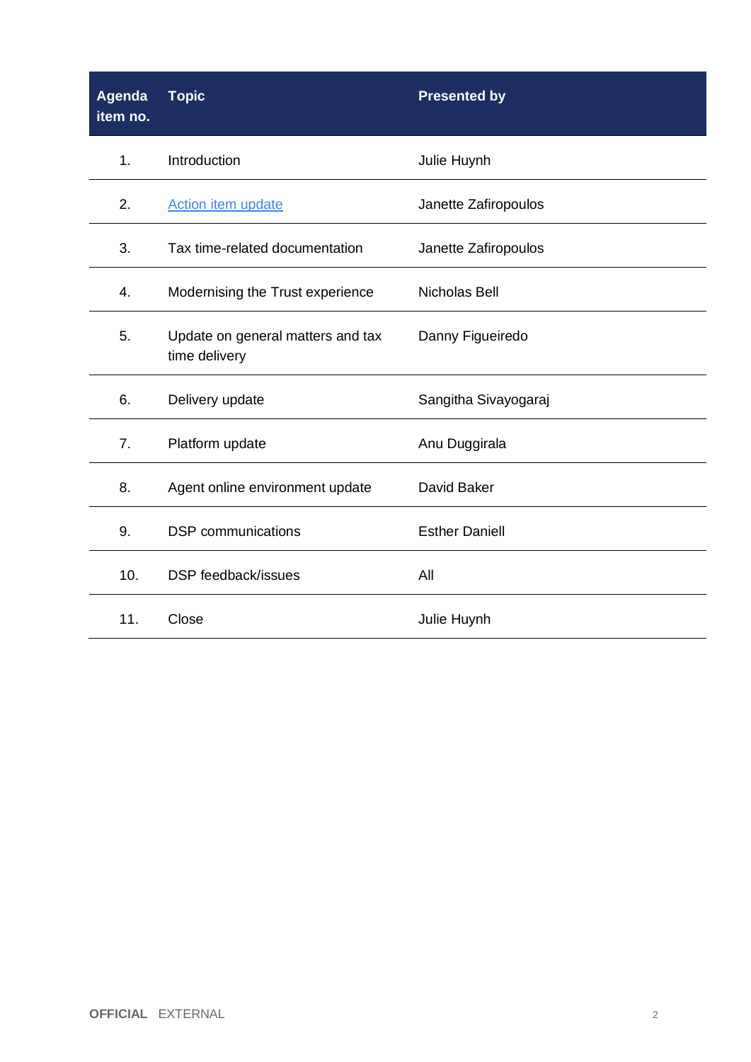| Agenda item no. | Topic | Presented by |
|---|---|---|
| 1. | Introduction | Julie Huynh |
| 2. | Action item update | Janette Zafiropoulos |
| 3. | Tax time-related documentation | Janette Zafiropoulos |
| 4. | Modernising the Trust experience | Nicholas Bell |
| 5. | Update on general matters and tax time delivery | Danny Figueiredo |
| 6. | Delivery update | Sangitha Sivayogaraj |
| 7. | Platform update | Anu Duggirala |
| 8. | Agent online environment update | David Baker |
| 9. | DSP communications | Esther Daniell |
| 10. | DSP feedback/issues | All |
| 11. | Close | Julie Huynh |

**OFFICIAL** EXTERNAL